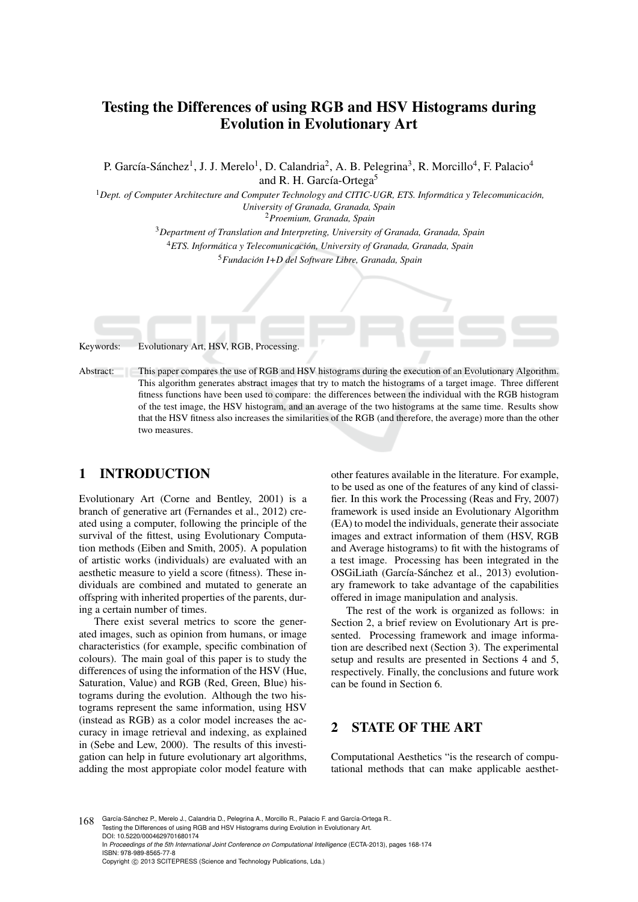# Testing the Differences of using RGB and HSV Histograms during Evolution in Evolutionary Art

P. García-Sánchez[1], J. J. Merelo[1], D. Calandria[2], A. B. Pelegrina[3], R. Morcillo[4], F. Palacio[4] and R. H. García-Ortega[5]

[1] *Dept. of Computer Architecture and Computer Technology and CITIC-UGR, ETS. Informática y Telecomunicación, University of Granada, Granada, Spain*
[2] *Proemium, Granada, Spain*
[3] *Department of Translation and Interpreting, University of Granada, Granada, Spain*
[4] *ETS. Informática y Telecomunicación, University of Granada, Granada, Spain*
[5] *Fundación I+D del Software Libre, Granada, Spain*

Keywords: Evolutionary Art, HSV, RGB, Processing.

Abstract: This paper compares the use of RGB and HSV histograms during the execution of an Evolutionary Algorithm. This algorithm generates abstract images that try to match the histograms of a target image. Three different fitness functions have been used to compare: the differences between the individual with the RGB histogram of the test image, the HSV histogram, and an average of the two histograms at the same time. Results show that the HSV fitness also increases the similarities of the RGB (and therefore, the average) more than the other two measures.

## 1 INTRODUCTION

Evolutionary Art (Corne and Bentley, 2001) is a branch of generative art (Fernandes et al., 2012) created using a computer, following the principle of the survival of the fittest, using Evolutionary Computation methods (Eiben and Smith, 2005). A population of artistic works (individuals) are evaluated with an aesthetic measure to yield a score (fitness). These individuals are combined and mutated to generate an offspring with inherited properties of the parents, during a certain number of times.

There exist several metrics to score the generated images, such as opinion from humans, or image characteristics (for example, specific combination of colours). The main goal of this paper is to study the differences of using the information of the HSV (Hue, Saturation, Value) and RGB (Red, Green, Blue) histograms during the evolution. Although the two histograms represent the same information, using HSV (instead as RGB) as a color model increases the accuracy in image retrieval and indexing, as explained in (Sebe and Lew, 2000). The results of this investigation can help in future evolutionary art algorithms, adding the most appropiate color model feature with other features available in the literature. For example, to be used as one of the features of any kind of classifier. In this work the Processing (Reas and Fry, 2007) framework is used inside an Evolutionary Algorithm (EA) to model the individuals, generate their associate images and extract information of them (HSV, RGB and Average histograms) to fit with the histograms of a test image. Processing has been integrated in the OSGiLiath (García-Sánchez et al., 2013) evolutionary framework to take advantage of the capabilities offered in image manipulation and analysis.

The rest of the work is organized as follows: in Section 2, a brief review on Evolutionary Art is presented. Processing framework and image information are described next (Section 3). The experimental setup and results are presented in Sections 4 and 5, respectively. Finally, the conclusions and future work can be found in Section 6.

## 2 STATE OF THE ART

Computational Aesthetics "is the research of computational methods that can make applicable aesthet-

García-Sánchez P., Merelo J., Calandria D., Pelegrina A., Morcillo R., Palacio F. and García-Ortega R..
Testing the Differences of using RGB and HSV Histograms during Evolution in Evolutionary Art.
DOI: 10.5220/0004629701680174
In *Proceedings of the 5th International Joint Conference on Computational Intelligence* (ECTA-2013), pages 168-174
ISBN: 978-989-8565-77-8
Copyright © 2013 SCITEPRESS (Science and Technology Publications, Lda.)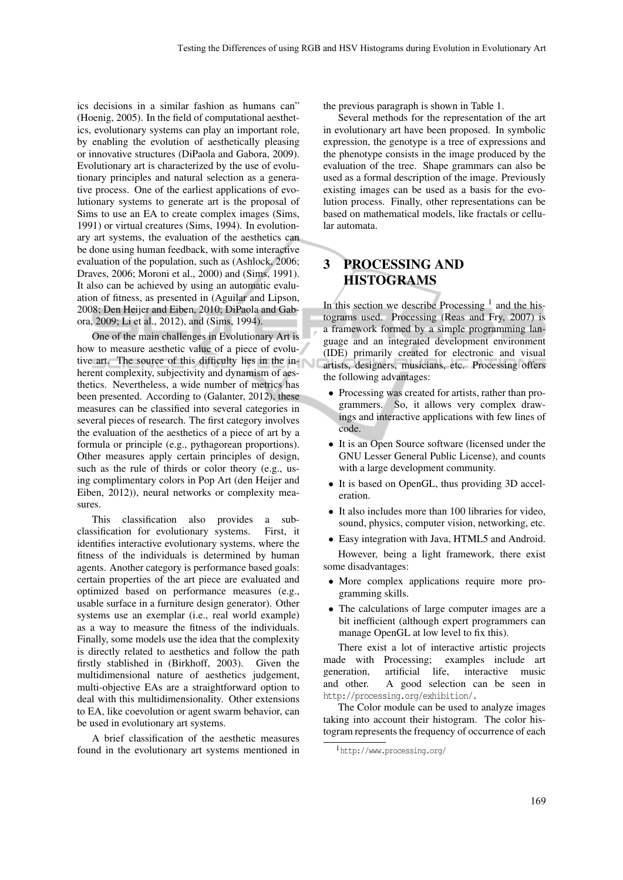ics decisions in a similar fashion as humans can" (Hoenig, 2005). In the field of computational aesthetics, evolutionary systems can play an important role, by enabling the evolution of aesthetically pleasing or innovative structures (DiPaola and Gabora, 2009). Evolutionary art is characterized by the use of evolutionary principles and natural selection as a generative process. One of the earliest applications of evolutionary systems to generate art is the proposal of Sims to use an EA to create complex images (Sims, 1991) or virtual creatures (Sims, 1994). In evolutionary art systems, the evaluation of the aesthetics can be done using human feedback, with some interactive evaluation of the population, such as (Ashlock, 2006; Draves, 2006; Moroni et al., 2000) and (Sims, 1991). It also can be achieved by using an automatic evaluation of fitness, as presented in (Aguilar and Lipson, 2008; Den Heijer and Eiben, 2010; DiPaola and Gabora, 2009; Li et al., 2012), and (Sims, 1994).

One of the main challenges in Evolutionary Art is how to measure aesthetic value of a piece of evolutive art. The source of this difficulty lies in the inherent complexity, subjectivity and dynamism of aesthetics. Nevertheless, a wide number of metrics has been presented. According to (Galanter, 2012), these measures can be classified into several categories in several pieces of research. The first category involves the evaluation of the aesthetics of a piece of art by a formula or principle (e.g., pythagorean proportions). Other measures apply certain principles of design, such as the rule of thirds or color theory (e.g., using complimentary colors in Pop Art (den Heijer and Eiben, 2012)), neural networks or complexity measures.

This classification also provides a sub-classification for evolutionary systems. First, it identifies interactive evolutionary systems, where the fitness of the individuals is determined by human agents. Another category is performance based goals: certain properties of the art piece are evaluated and optimized based on performance measures (e.g., usable surface in a furniture design generator). Other systems use an exemplar (i.e., real world example) as a way to measure the fitness of the individuals. Finally, some models use the idea that the complexity is directly related to aesthetics and follow the path firstly stablished in (Birkhoff, 2003). Given the multidimensional nature of aesthetics judgement, multi-objective EAs are a straightforward option to deal with this multidimensionality. Other extensions to EA, like coevolution or agent swarm behavior, can be used in evolutionary art systems.

A brief classification of the aesthetic measures found in the evolutionary art systems mentioned in the previous paragraph is shown in Table 1.

Several methods for the representation of the art in evolutionary art have been proposed. In symbolic expression, the genotype is a tree of expressions and the phenotype consists in the image produced by the evaluation of the tree. Shape grammars can also be used as a formal description of the image. Previously existing images can be used as a basis for the evolution process. Finally, other representations can be based on mathematical models, like fractals or cellular automata.

## 3 PROCESSING AND HISTOGRAMS

In this section we describe Processing [1] and the histograms used. Processing (Reas and Fry, 2007) is a framework formed by a simple programming language and an integrated development environment (IDE) primarily created for electronic and visual artists, designers, musicians, etc. Processing offers the following advantages:

- Processing was created for artists, rather than programmers. So, it allows very complex drawings and interactive applications with few lines of code.
- It is an Open Source software (licensed under the GNU Lesser General Public License), and counts with a large development community.
- It is based on OpenGL, thus providing 3D acceleration.
- It also includes more than 100 libraries for video, sound, physics, computer vision, networking, etc.
- Easy integration with Java, HTML5 and Android.

However, being a light framework, there exist some disadvantages:

- More complex applications require more programming skills.
- The calculations of large computer images are a bit inefficient (although expert programmers can manage OpenGL at low level to fix this).

There exist a lot of interactive artistic projects made with Processing; examples include art generation, artificial life, interactive music and other. A good selection can be seen in http://processing.org/exhibition/.

The Color module can be used to analyze images taking into account their histogram. The color histogram represents the frequency of occurrence of each

[1] http://www.processing.org/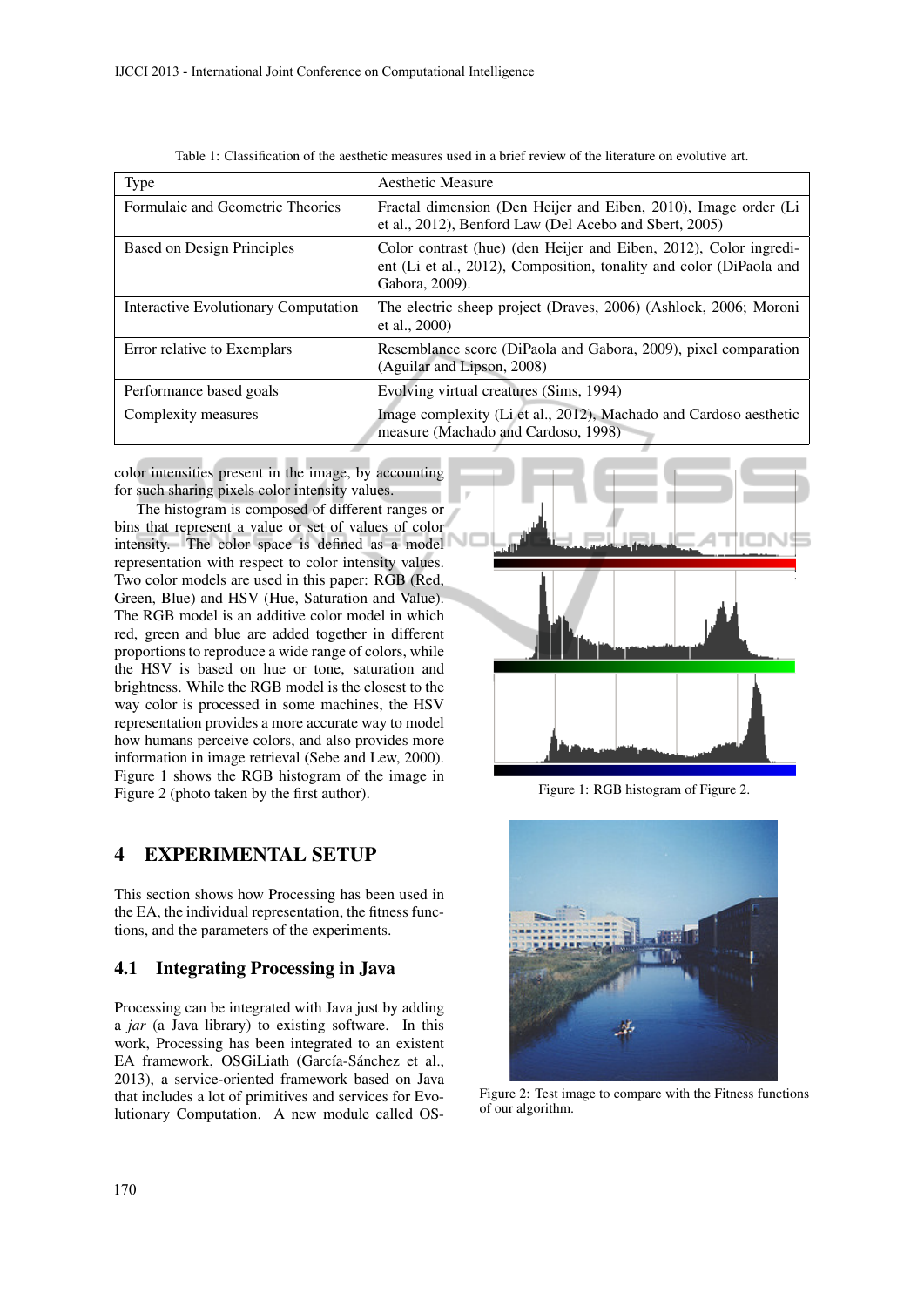Table 1: Classification of the aesthetic measures used in a brief review of the literature on evolutive art.

| Type | Aesthetic Measure |
|---|---|
| Formulaic and Geometric Theories | Fractal dimension (Den Heijer and Eiben, 2010), Image order (Li et al., 2012), Benford Law (Del Acebo and Sbert, 2005) |
| Based on Design Principles | Color contrast (hue) (den Heijer and Eiben, 2012), Color ingredient (Li et al., 2012), Composition, tonality and color (DiPaola and Gabora, 2009). |
| Interactive Evolutionary Computation | The electric sheep project (Draves, 2006) (Ashlock, 2006; Moroni et al., 2000) |
| Error relative to Exemplars | Resemblance score (DiPaola and Gabora, 2009), pixel comparation (Aguilar and Lipson, 2008) |
| Performance based goals | Evolving virtual creatures (Sims, 1994) |
| Complexity measures | Image complexity (Li et al., 2012), Machado and Cardoso aesthetic measure (Machado and Cardoso, 1998) |

color intensities present in the image, by accounting for such sharing pixels color intensity values.

The histogram is composed of different ranges or bins that represent a value or set of values of color intensity. The color space is defined as a model representation with respect to color intensity values. Two color models are used in this paper: RGB (Red, Green, Blue) and HSV (Hue, Saturation and Value). The RGB model is an additive color model in which red, green and blue are added together in different proportions to reproduce a wide range of colors, while the HSV is based on hue or tone, saturation and brightness. While the RGB model is the closest to the way color is processed in some machines, the HSV representation provides a more accurate way to model how humans perceive colors, and also provides more information in image retrieval (Sebe and Lew, 2000). Figure 1 shows the RGB histogram of the image in Figure 2 (photo taken by the first author).

Figure 1: RGB histogram of Figure 2.

Figure 2: Test image to compare with the Fitness functions of our algorithm.

## 4 EXPERIMENTAL SETUP

This section shows how Processing has been used in the EA, the individual representation, the fitness functions, and the parameters of the experiments.

### 4.1 Integrating Processing in Java

Processing can be integrated with Java just by adding a *jar* (a Java library) to existing software. In this work, Processing has been integrated to an existent EA framework, OSGiLiath (García-Sánchez et al., 2013), a service-oriented framework based on Java that includes a lot of primitives and services for Evolutionary Computation. A new module called OS-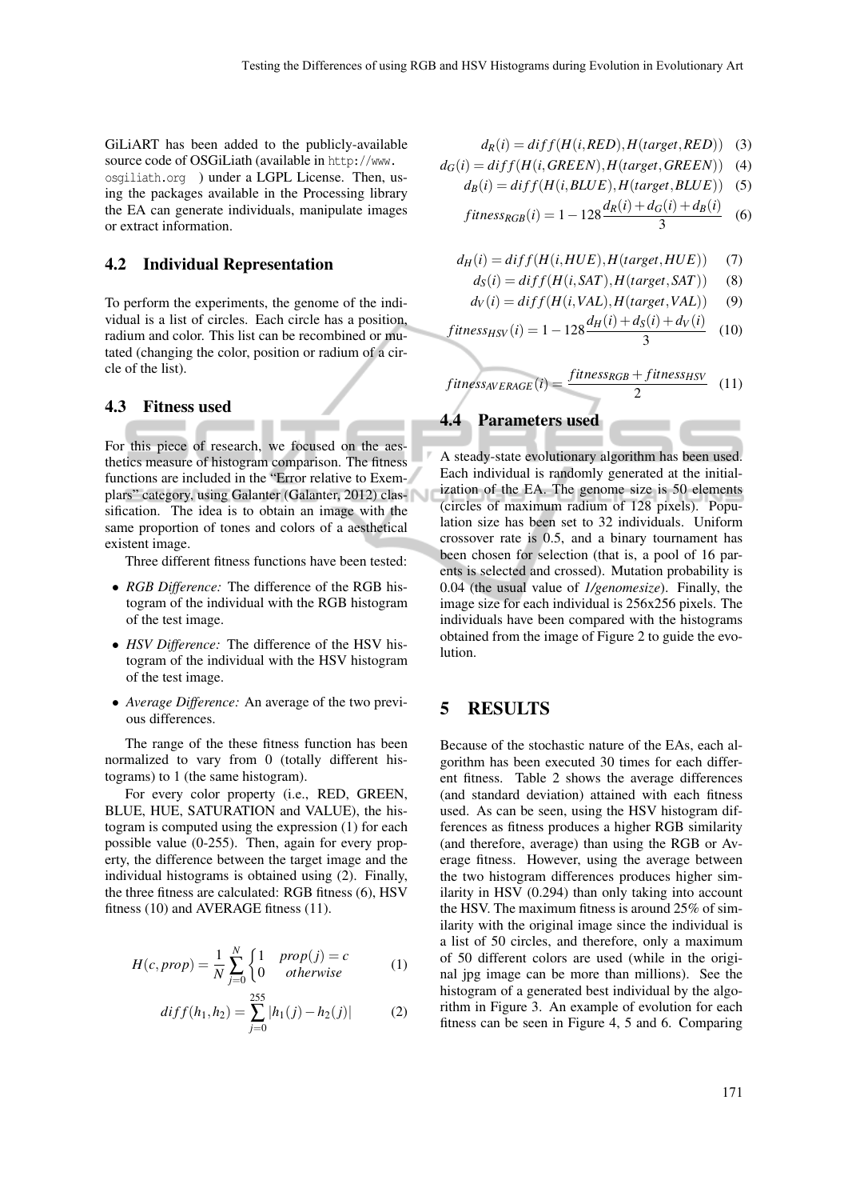GiLiART has been added to the publicly-available source code of OSGiLiath (available in http://www.osgiliath.org ) under a LGPL License. Then, using the packages available in the Processing library the EA can generate individuals, manipulate images or extract information.

### 4.2 Individual Representation

To perform the experiments, the genome of the individual is a list of circles. Each circle has a position, radium and color. This list can be recombined or mutated (changing the color, position or radium of a circle of the list).

### 4.3 Fitness used

For this piece of research, we focused on the aesthetics measure of histogram comparison. The fitness functions are included in the "Error relative to Exemplars" category, using Galanter (Galanter, 2012) classification. The idea is to obtain an image with the same proportion of tones and colors of a aesthetical existent image.

Three different fitness functions have been tested:

- *RGB Difference:* The difference of the RGB histogram of the individual with the RGB histogram of the test image.
- *HSV Difference:* The difference of the HSV histogram of the individual with the HSV histogram of the test image.
- *Average Difference:* An average of the two previous differences.

The range of the these fitness function has been normalized to vary from 0 (totally different histograms) to 1 (the same histogram).

For every color property (i.e., RED, GREEN, BLUE, HUE, SATURATION and VALUE), the histogram is computed using the expression (1) for each possible value (0-255). Then, again for every property, the difference between the target image and the individual histograms is obtained using (2). Finally, the three fitness are calculated: RGB fitness (6), HSV fitness (10) and AVERAGE fitness (11).

$$H(c, prop) = \frac{1}{N}\sum_{j=0}^{N}\begin{cases}1 & prop(j) = c\\ 0 & otherwise\end{cases} \quad (1)$$

$$diff(h_1, h_2) = \sum_{j=0}^{255}|h_1(j) - h_2(j)| \quad (2)$$

$$d_R(i) = diff(H(i, RED), H(target, RED)) \quad (3)$$

$$d_G(i) = diff(H(i, GREEN), H(target, GREEN)) \quad (4)$$

$$d_B(i) = diff(H(i, BLUE), H(target, BLUE)) \quad (5)$$

$$fitness_{RGB}(i) = 1 - 128\frac{d_R(i) + d_G(i) + d_B(i)}{3} \quad (6)$$

$$d_H(i) = diff(H(i, HUE), H(target, HUE)) \quad (7)$$

$$d_S(i) = diff(H(i, SAT), H(target, SAT)) \quad (8)$$

$$d_V(i) = diff(H(i, VAL), H(target, VAL)) \quad (9)$$

$$fitness_{HSV}(i) = 1 - 128\frac{d_H(i) + d_S(i) + d_V(i)}{3} \quad (10)$$

$$fitness_{AVERAGE}(i) = \frac{fitness_{RGB} + fitness_{HSV}}{2} \quad (11)$$

### 4.4 Parameters used

A steady-state evolutionary algorithm has been used. Each individual is randomly generated at the initialization of the EA. The genome size is 50 elements (circles of maximum radium of 128 pixels). Population size has been set to 32 individuals. Uniform crossover rate is 0.5, and a binary tournament has been chosen for selection (that is, a pool of 16 parents is selected and crossed). Mutation probability is 0.04 (the usual value of *1/genomesize*). Finally, the image size for each individual is 256x256 pixels. The individuals have been compared with the histograms obtained from the image of Figure 2 to guide the evolution.

## 5 RESULTS

Because of the stochastic nature of the EAs, each algorithm has been executed 30 times for each different fitness. Table 2 shows the average differences (and standard deviation) attained with each fitness used. As can be seen, using the HSV histogram differences as fitness produces a higher RGB similarity (and therefore, average) than using the RGB or Average fitness. However, using the average between the two histogram differences produces higher similarity in HSV (0.294) than only taking into account the HSV. The maximum fitness is around 25% of similarity with the original image since the individual is a list of 50 circles, and therefore, only a maximum of 50 different colors are used (while in the original jpg image can be more than millions). See the histogram of a generated best individual by the algorithm in Figure 3. An example of evolution for each fitness can be seen in Figure 4, 5 and 6. Comparing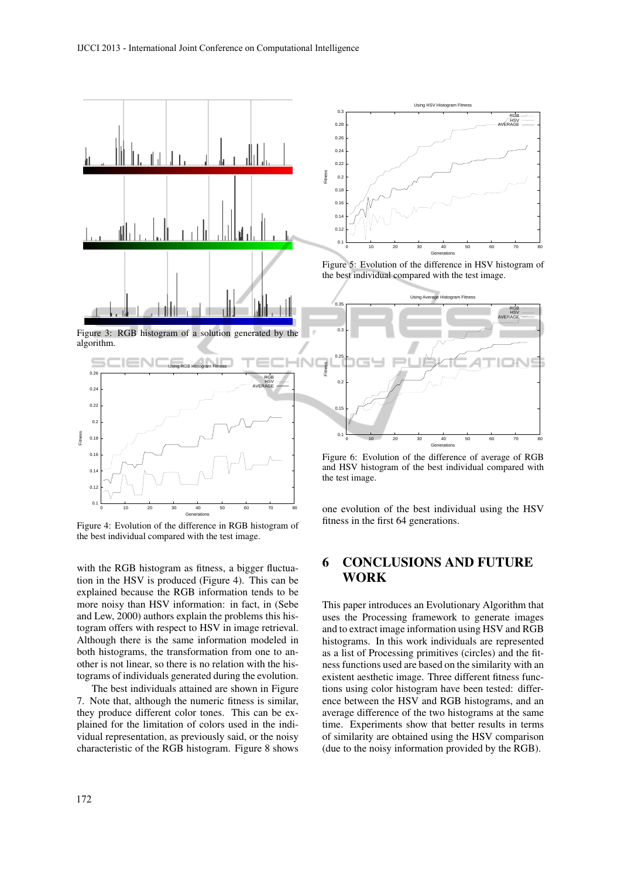Figure 3: RGB histogram of a solution generated by the algorithm.

Figure 4: Evolution of the difference in RGB histogram of the best individual compared with the test image.

with the RGB histogram as fitness, a bigger fluctuation in the HSV is produced (Figure 4). This can be explained because the RGB information tends to be more noisy than HSV information: in fact, in (Sebe and Lew, 2000) authors explain the problems this histogram offers with respect to HSV in image retrieval. Although there is the same information modeled in both histograms, the transformation from one to another is not linear, so there is no relation with the histograms of individuals generated during the evolution.

The best individuals attained are shown in Figure 7. Note that, although the numeric fitness is similar, they produce different color tones. This can be explained for the limitation of colors used in the individual representation, as previously said, or the noisy characteristic of the RGB histogram. Figure 8 shows one evolution of the best individual using the HSV fitness in the first 64 generations.

Figure 5: Evolution of the difference in HSV histogram of the best individual compared with the test image.

Figure 6: Evolution of the difference of average of RGB and HSV histogram of the best individual compared with the test image.

# 6 CONCLUSIONS AND FUTURE WORK

This paper introduces an Evolutionary Algorithm that uses the Processing framework to generate images and to extract image information using HSV and RGB histograms. In this work individuals are represented as a list of Processing primitives (circles) and the fitness functions used are based on the similarity with an existent aesthetic image. Three different fitness functions using color histogram have been tested: difference between the HSV and RGB histograms, and an average difference of the two histograms at the same time. Experiments show that better results in terms of similarity are obtained using the HSV comparison (due to the noisy information provided by the RGB).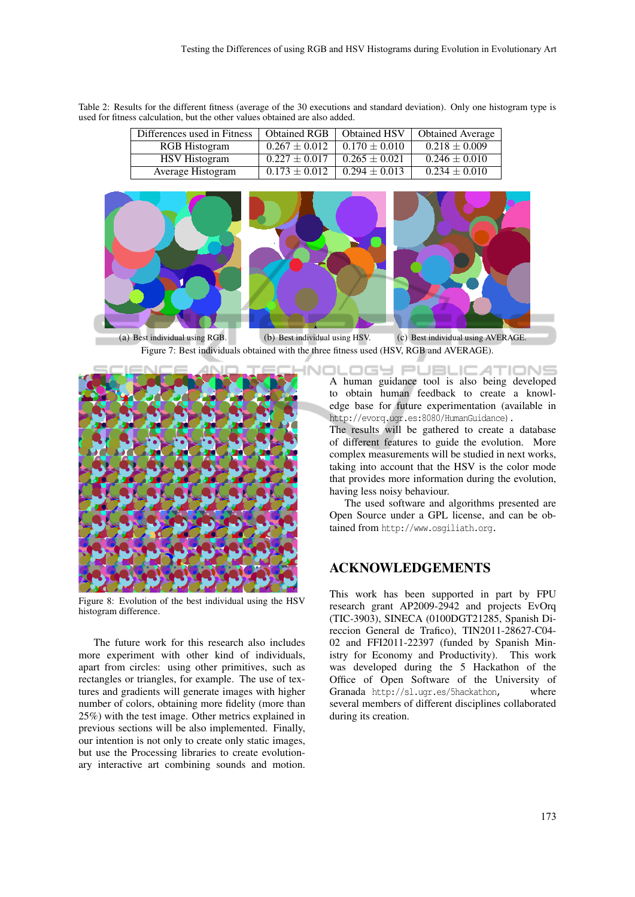Table 2: Results for the different fitness (average of the 30 executions and standard deviation). Only one histogram type is used for fitness calculation, but the other values obtained are also added.

| Differences used in Fitness | Obtained RGB | Obtained HSV | Obtained Average |
|---|---|---|---|
| RGB Histogram | $0.267 \pm 0.012$ | $0.170 \pm 0.010$ | $0.218 \pm 0.009$ |
| HSV Histogram | $0.227 \pm 0.017$ | $0.265 \pm 0.021$ | $0.246 \pm 0.010$ |
| Average Histogram | $0.173 \pm 0.012$ | $0.294 \pm 0.013$ | $0.234 \pm 0.010$ |

(a) Best individual using RGB. (b) Best individual using HSV. (c) Best individual using AVERAGE.

Figure 7: Best individuals obtained with the three fitness used (HSV, RGB and AVERAGE).

Figure 8: Evolution of the best individual using the HSV histogram difference.

The future work for this research also includes more experiment with other kind of individuals, apart from circles: using other primitives, such as rectangles or triangles, for example. The use of textures and gradients will generate images with higher number of colors, obtaining more fidelity (more than 25%) with the test image. Other metrics explained in previous sections will be also implemented. Finally, our intention is not only to create only static images, but use the Processing libraries to create evolutionary interactive art combining sounds and motion.

A human guidance tool is also being developed to obtain human feedback to create a knowledge base for future experimentation (available in `http://evorq.ugr.es:8080/HumanGuidance`).

The results will be gathered to create a database of different features to guide the evolution. More complex measurements will be studied in next works, taking into account that the HSV is the color mode that provides more information during the evolution, having less noisy behaviour.

The used software and algorithms presented are Open Source under a GPL license, and can be obtained from `http://www.osgiliath.org`.

## ACKNOWLEDGEMENTS

This work has been supported in part by FPU research grant AP2009-2942 and projects EvOrq (TIC-3903), SINECA (0100DGT21285, Spanish Direccion General de Trafico), TIN2011-28627-C04-02 and FFI2011-22397 (funded by Spanish Ministry for Economy and Productivity). This work was developed during the 5 Hackathon of the Office of Open Software of the University of Granada `http://sl.ugr.es/5hackathon`, where several members of different disciplines collaborated during its creation.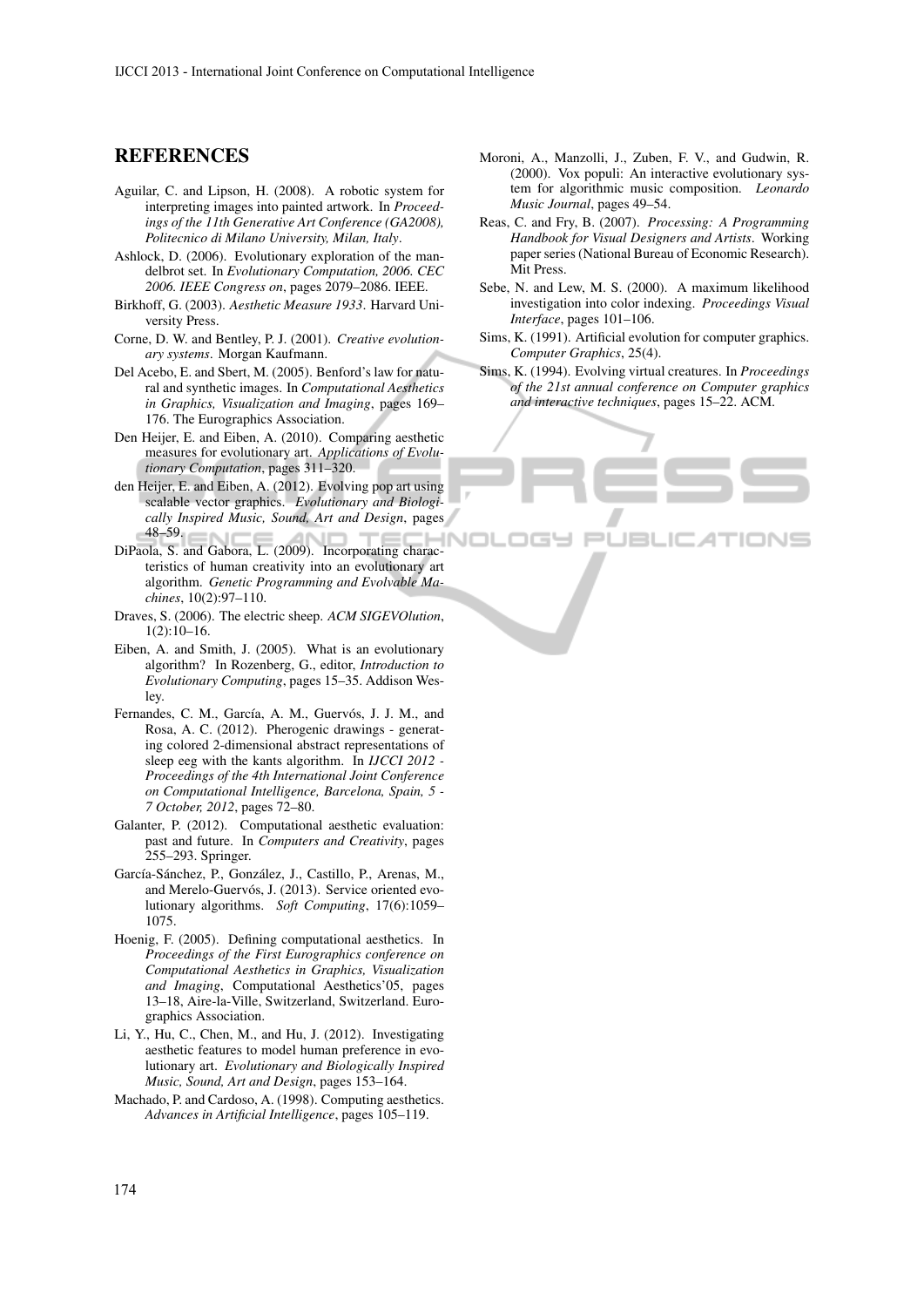## REFERENCES

Aguilar, C. and Lipson, H. (2008). A robotic system for interpreting images into painted artwork. In *Proceedings of the 11th Generative Art Conference (GA2008), Politecnico di Milano University, Milan, Italy*.

Ashlock, D. (2006). Evolutionary exploration of the mandelbrot set. In *Evolutionary Computation, 2006. CEC 2006. IEEE Congress on*, pages 2079–2086. IEEE.

Birkhoff, G. (2003). *Aesthetic Measure 1933*. Harvard University Press.

Corne, D. W. and Bentley, P. J. (2001). *Creative evolutionary systems*. Morgan Kaufmann.

Del Acebo, E. and Sbert, M. (2005). Benford's law for natural and synthetic images. In *Computational Aesthetics in Graphics, Visualization and Imaging*, pages 169–176. The Eurographics Association.

Den Heijer, E. and Eiben, A. (2010). Comparing aesthetic measures for evolutionary art. *Applications of Evolutionary Computation*, pages 311–320.

den Heijer, E. and Eiben, A. (2012). Evolving pop art using scalable vector graphics. *Evolutionary and Biologically Inspired Music, Sound, Art and Design*, pages 48–59.

DiPaola, S. and Gabora, L. (2009). Incorporating characteristics of human creativity into an evolutionary art algorithm. *Genetic Programming and Evolvable Machines*, 10(2):97–110.

Draves, S. (2006). The electric sheep. *ACM SIGEVOlution*, 1(2):10–16.

Eiben, A. and Smith, J. (2005). What is an evolutionary algorithm? In Rozenberg, G., editor, *Introduction to Evolutionary Computing*, pages 15–35. Addison Wesley.

Fernandes, C. M., García, A. M., Guervós, J. J. M., and Rosa, A. C. (2012). Pherogenic drawings - generating colored 2-dimensional abstract representations of sleep eeg with the kants algorithm. In *IJCCI 2012 - Proceedings of the 4th International Joint Conference on Computational Intelligence, Barcelona, Spain, 5 - 7 October, 2012*, pages 72–80.

Galanter, P. (2012). Computational aesthetic evaluation: past and future. In *Computers and Creativity*, pages 255–293. Springer.

García-Sánchez, P., González, J., Castillo, P., Arenas, M., and Merelo-Guervós, J. (2013). Service oriented evolutionary algorithms. *Soft Computing*, 17(6):1059–1075.

Hoenig, F. (2005). Defining computational aesthetics. In *Proceedings of the First Eurographics conference on Computational Aesthetics in Graphics, Visualization and Imaging*, Computational Aesthetics'05, pages 13–18, Aire-la-Ville, Switzerland, Switzerland. Eurographics Association.

Li, Y., Hu, C., Chen, M., and Hu, J. (2012). Investigating aesthetic features to model human preference in evolutionary art. *Evolutionary and Biologically Inspired Music, Sound, Art and Design*, pages 153–164.

Machado, P. and Cardoso, A. (1998). Computing aesthetics. *Advances in Artificial Intelligence*, pages 105–119.

Moroni, A., Manzolli, J., Zuben, F. V., and Gudwin, R. (2000). Vox populi: An interactive evolutionary system for algorithmic music composition. *Leonardo Music Journal*, pages 49–54.

Reas, C. and Fry, B. (2007). *Processing: A Programming Handbook for Visual Designers and Artists*. Working paper series (National Bureau of Economic Research). Mit Press.

Sebe, N. and Lew, M. S. (2000). A maximum likelihood investigation into color indexing. *Proceedings Visual Interface*, pages 101–106.

Sims, K. (1991). Artificial evolution for computer graphics. *Computer Graphics*, 25(4).

Sims, K. (1994). Evolving virtual creatures. In *Proceedings of the 21st annual conference on Computer graphics and interactive techniques*, pages 15–22. ACM.